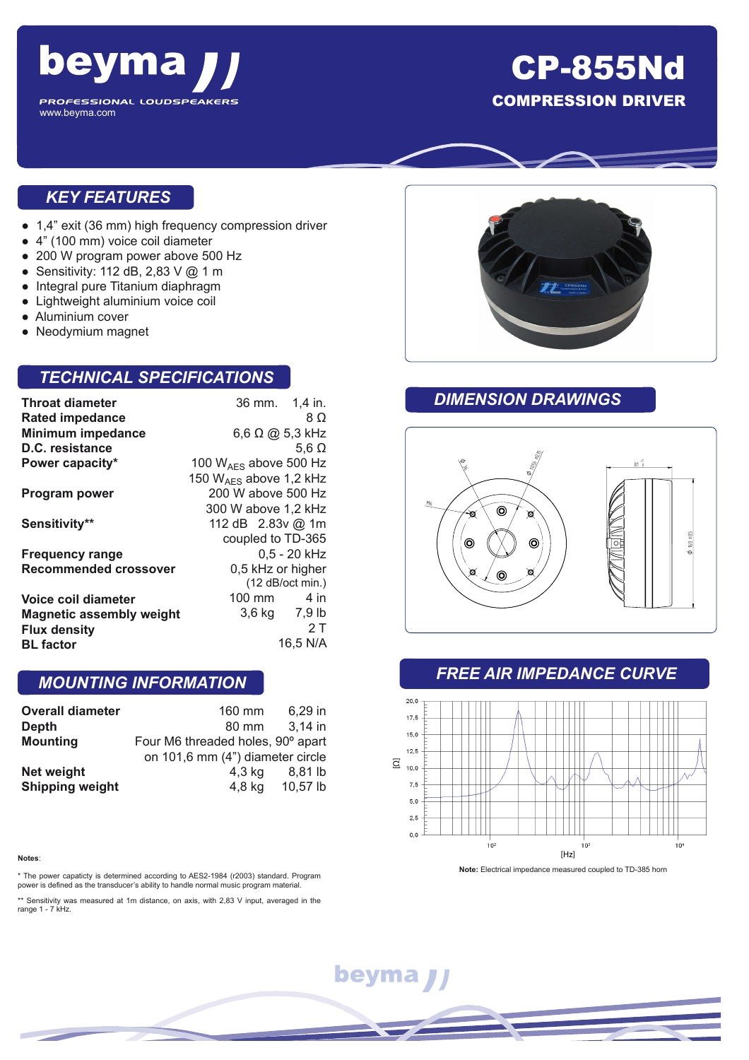# beyma

PROFESSIONAL LOUDSPEAKERS
www.beyma.com

# CP-855Nd

## COMPRESSION DRIVER

## KEY FEATURES

- 1,4" exit (36 mm) high frequency compression driver
- 4" (100 mm) voice coil diameter
- 200 W program power above 500 Hz
- Sensitivity: 112 dB, 2,83 V @ 1 m
- Integral pure Titanium diaphragm
- Lightweight aluminium voice coil
- Aluminium cover
- Neodymium magnet

## TECHNICAL SPECIFICATIONS

| | |
|---|---|
| **Throat diameter** | 36 mm. 1,4 in. |
| **Rated impedance** | 8 Ω |
| **Minimum impedance** | 6,6 Ω @ 5,3 kHz |
| **D.C. resistance** | 5,6 Ω |
| **Power capacity*** | 100 $W_{AES}$ above 500 Hz<br>150 $W_{AES}$ above 1,2 kHz |
| **Program power** | 200 W above 500 Hz<br>300 W above 1,2 kHz |
| **Sensitivity**** | 112 dB 2.83v @ 1m<br>coupled to TD-365 |
| **Frequency range** | 0,5 - 20 kHz |
| **Recommended crossover** | 0,5 kHz or higher<br>(12 dB/oct min.) |
| **Voice coil diameter** | 100 mm 4 in |
| **Magnetic assembly weight** | 3,6 kg 7,9 lb |
| **Flux density** | 2 T |
| **BL factor** | 16,5 N/A |

## MOUNTING INFORMATION

| | |
|---|---|
| **Overall diameter** | 160 mm 6,29 in |
| **Depth** | 80 mm 3,14 in |
| **Mounting** | Four M6 threaded holes, 90º apart<br>on 101,6 mm (4") diameter circle |
| **Net weight** | 4,3 kg 8,81 lb |
| **Shipping weight** | 4,8 kg 10,57 lb |

**Notes**:

* The power capacity is determined according to AES2-1984 (r2003) standard. Program power is defined as the transducer's ability to handle normal music program material.

** Sensitivity was measured at 1m distance, on axis, with 2,83 V input, averaged in the range 1 - 7 kHz.

## DIMENSION DRAWINGS

## FREE AIR IMPEDANCE CURVE

**Note:** Electrical impedance measured coupled to TD-385 horn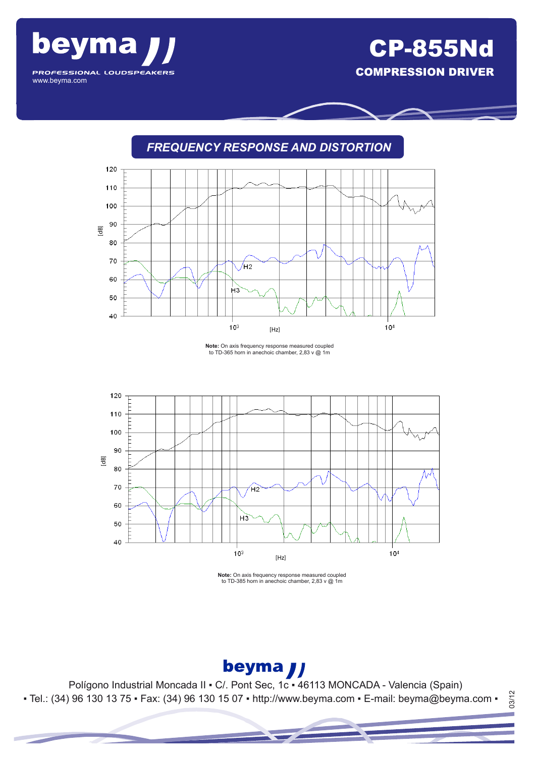# CP-855Nd

## COMPRESSION DRIVER

beyma
PROFESSIONAL LOUDSPEAKERS
www.beyma.com

## FREQUENCY RESPONSE AND DISTORTION

120
110
100
90
80
70
60
50
40
[dB]
H2
H3
$10^3$
[Hz]
$10^4$

**Note:** On axis frequency response measured coupled to TD-365 horn in anechoic chamber, 2,83 v @ 1m

120
110
100
90
80
70
60
50
40
[dB]
H2
H3
$10^3$
[Hz]
$10^4$

**Note:** On axis frequency response measured coupled to TD-385 horn in anechoic chamber, 2,83 v @ 1m

beyma

Polígono Industrial Moncada II ▪ C/. Pont Sec, 1c ▪ 46113 MONCADA - Valencia (Spain)
▪ Tel.: (34) 96 130 13 75 ▪ Fax: (34) 96 130 15 07 ▪ http://www.beyma.com ▪ E-mail: beyma@beyma.com ▪

03/12